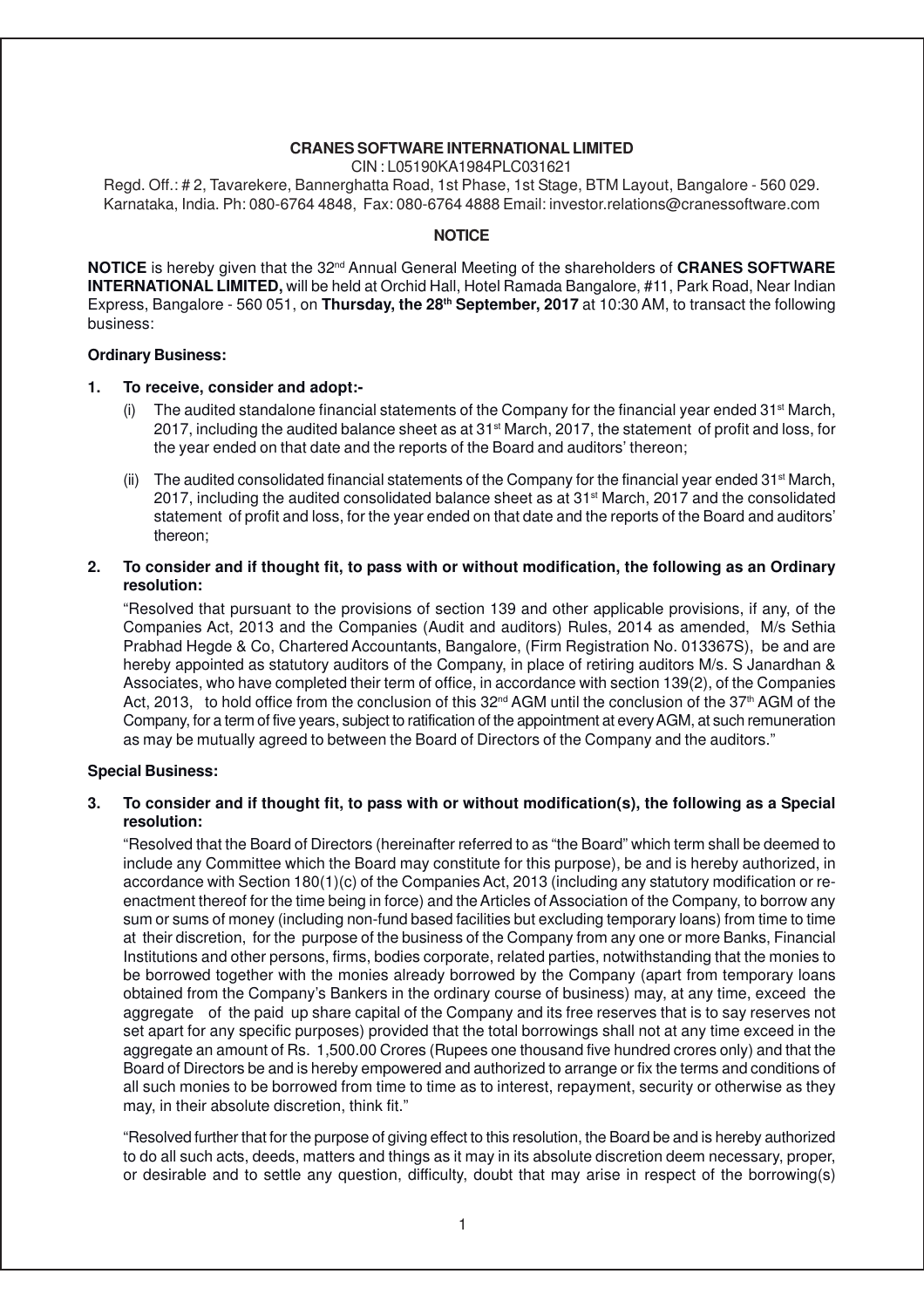**CRANES SOFTWARE INTERNATIONAL LIMITED**

CIN : L05190KA1984PLC031621

Regd. Off.: # 2, Tavarekere, Bannerghatta Road, 1st Phase, 1st Stage, BTM Layout, Bangalore - 560 029. Karnataka, India. Ph: 080-6764 4848, Fax: 080-6764 4888 Email: investor.relations@cranessoftware.com

**NOTICE**

**NOTICE** is hereby given that the 32nd Annual General Meeting of the shareholders of **CRANES SOFTWARE INTERNATIONAL LIMITED,** will be held at Orchid Hall, Hotel Ramada Bangalore, #11, Park Road, Near Indian Express, Bangalore - 560 051, on **Thursday, the 28th September, 2017** at 10:30 AM, to transact the following business:

**Ordinary Business:**

**1. To receive, consider and adopt:-**

(i) The audited standalone financial statements of the Company for the financial year ended 31st March, 2017, including the audited balance sheet as at 31st March, 2017, the statement of profit and loss, for the year ended on that date and the reports of the Board and auditors' thereon;

(ii) The audited consolidated financial statements of the Company for the financial year ended 31st March, 2017, including the audited consolidated balance sheet as at 31st March, 2017 and the consolidated statement of profit and loss, for the year ended on that date and the reports of the Board and auditors' thereon;

**2. To consider and if thought fit, to pass with or without modification, the following as an Ordinary resolution:**

"Resolved that pursuant to the provisions of section 139 and other applicable provisions, if any, of the Companies Act, 2013 and the Companies (Audit and auditors) Rules, 2014 as amended, M/s Sethia Prabhad Hegde & Co, Chartered Accountants, Bangalore, (Firm Registration No. 013367S), be and are hereby appointed as statutory auditors of the Company, in place of retiring auditors M/s. S Janardhan & Associates, who have completed their term of office, in accordance with section 139(2), of the Companies Act, 2013, to hold office from the conclusion of this 32nd AGM until the conclusion of the 37th AGM of the Company, for a term of five years, subject to ratification of the appointment at every AGM, at such remuneration as may be mutually agreed to between the Board of Directors of the Company and the auditors."

**Special Business:**

**3. To consider and if thought fit, to pass with or without modification(s), the following as a Special resolution:**

"Resolved that the Board of Directors (hereinafter referred to as "the Board" which term shall be deemed to include any Committee which the Board may constitute for this purpose), be and is hereby authorized, in accordance with Section 180(1)(c) of the Companies Act, 2013 (including any statutory modification or re-enactment thereof for the time being in force) and the Articles of Association of the Company, to borrow any sum or sums of money (including non-fund based facilities but excluding temporary loans) from time to time at their discretion, for the purpose of the business of the Company from any one or more Banks, Financial Institutions and other persons, firms, bodies corporate, related parties, notwithstanding that the monies to be borrowed together with the monies already borrowed by the Company (apart from temporary loans obtained from the Company's Bankers in the ordinary course of business) may, at any time, exceed the aggregate of the paid up share capital of the Company and its free reserves that is to say reserves not set apart for any specific purposes) provided that the total borrowings shall not at any time exceed in the aggregate an amount of Rs. 1,500.00 Crores (Rupees one thousand five hundred crores only) and that the Board of Directors be and is hereby empowered and authorized to arrange or fix the terms and conditions of all such monies to be borrowed from time to time as to interest, repayment, security or otherwise as they may, in their absolute discretion, think fit."

"Resolved further that for the purpose of giving effect to this resolution, the Board be and is hereby authorized to do all such acts, deeds, matters and things as it may in its absolute discretion deem necessary, proper, or desirable and to settle any question, difficulty, doubt that may arise in respect of the borrowing(s)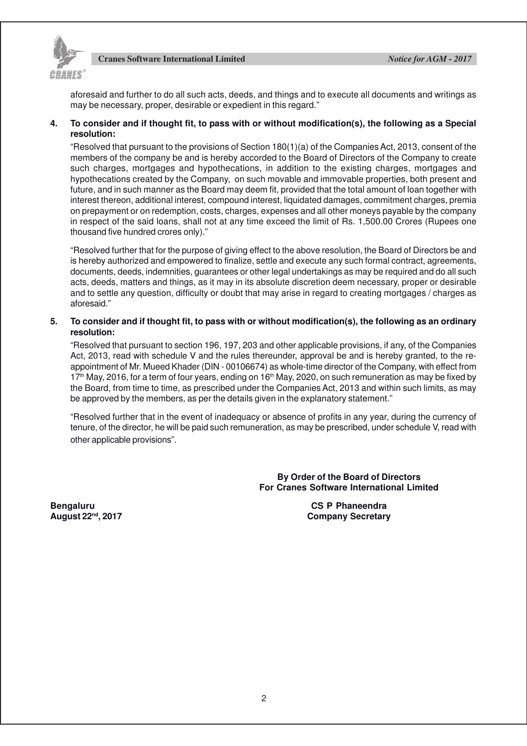aforesaid and further to do all such acts, deeds, and things and to execute all documents and writings as may be necessary, proper, desirable or expedient in this regard."

**4. To consider and if thought fit, to pass with or without modification(s), the following as a Special resolution:**

"Resolved that pursuant to the provisions of Section 180(1)(a) of the Companies Act, 2013, consent of the members of the company be and is hereby accorded to the Board of Directors of the Company to create such charges, mortgages and hypothecations, in addition to the existing charges, mortgages and hypothecations created by the Company, on such movable and immovable properties, both present and future, and in such manner as the Board may deem fit, provided that the total amount of loan together with interest thereon, additional interest, compound interest, liquidated damages, commitment charges, premia on prepayment or on redemption, costs, charges, expenses and all other moneys payable by the company in respect of the said loans, shall not at any time exceed the limit of Rs. 1,500.00 Crores (Rupees one thousand five hundred crores only)."

"Resolved further that for the purpose of giving effect to the above resolution, the Board of Directors be and is hereby authorized and empowered to finalize, settle and execute any such formal contract, agreements, documents, deeds, indemnities, guarantees or other legal undertakings as may be required and do all such acts, deeds, matters and things, as it may in its absolute discretion deem necessary, proper or desirable and to settle any question, difficulty or doubt that may arise in regard to creating mortgages / charges as aforesaid."

**5. To consider and if thought fit, to pass with or without modification(s), the following as an ordinary resolution:**

"Resolved that pursuant to section 196, 197, 203 and other applicable provisions, if any, of the Companies Act, 2013, read with schedule V and the rules thereunder, approval be and is hereby granted, to the re-appointment of Mr. Mueed Khader (DIN - 00106674) as whole-time director of the Company, with effect from 17th May, 2016, for a term of four years, ending on 16th May, 2020, on such remuneration as may be fixed by the Board, from time to time, as prescribed under the Companies Act, 2013 and within such limits, as may be approved by the members, as per the details given in the explanatory statement."

"Resolved further that in the event of inadequacy or absence of profits in any year, during the currency of tenure, of the director, he will be paid such remuneration, as may be prescribed, under schedule V, read with other applicable provisions".

**By Order of the Board of Directors**
**For Cranes Software International Limited**

**Bengaluru**
**August 22nd, 2017**

**CS P Phaneendra**
**Company Secretary**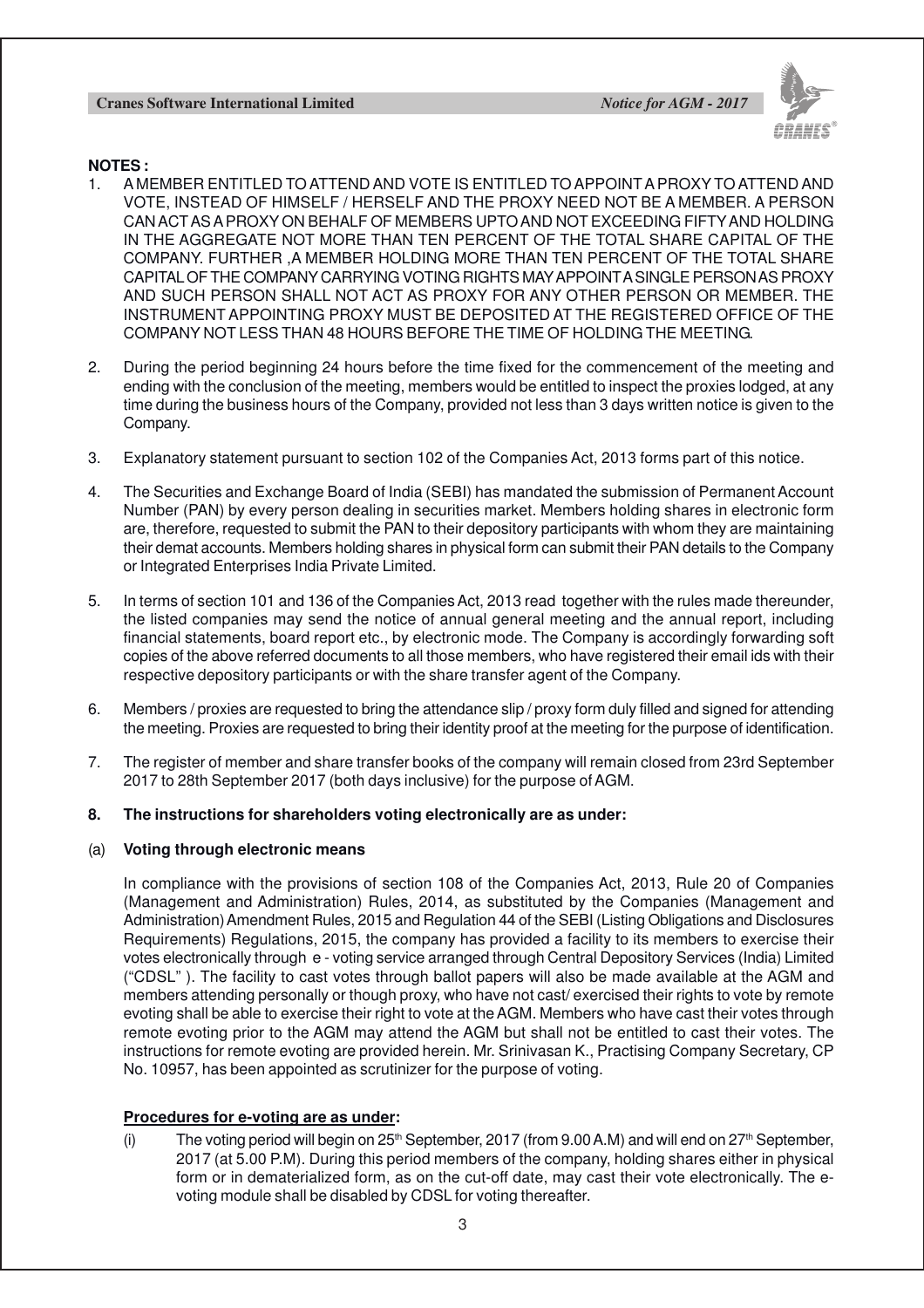**NOTES :**

1. A MEMBER ENTITLED TO ATTEND AND VOTE IS ENTITLED TO APPOINT A PROXY TO ATTEND AND VOTE, INSTEAD OF HIMSELF / HERSELF AND THE PROXY NEED NOT BE A MEMBER. A PERSON CAN ACT AS A PROXY ON BEHALF OF MEMBERS UPTO AND NOT EXCEEDING FIFTY AND HOLDING IN THE AGGREGATE NOT MORE THAN TEN PERCENT OF THE TOTAL SHARE CAPITAL OF THE COMPANY. FURTHER ,A MEMBER HOLDING MORE THAN TEN PERCENT OF THE TOTAL SHARE CAPITAL OF THE COMPANY CARRYING VOTING RIGHTS MAY APPOINT A SINGLE PERSON AS PROXY AND SUCH PERSON SHALL NOT ACT AS PROXY FOR ANY OTHER PERSON OR MEMBER. THE INSTRUMENT APPOINTING PROXY MUST BE DEPOSITED AT THE REGISTERED OFFICE OF THE COMPANY NOT LESS THAN 48 HOURS BEFORE THE TIME OF HOLDING THE MEETING.

2. During the period beginning 24 hours before the time fixed for the commencement of the meeting and ending with the conclusion of the meeting, members would be entitled to inspect the proxies lodged, at any time during the business hours of the Company, provided not less than 3 days written notice is given to the Company.

3. Explanatory statement pursuant to section 102 of the Companies Act, 2013 forms part of this notice.

4. The Securities and Exchange Board of India (SEBI) has mandated the submission of Permanent Account Number (PAN) by every person dealing in securities market. Members holding shares in electronic form are, therefore, requested to submit the PAN to their depository participants with whom they are maintaining their demat accounts. Members holding shares in physical form can submit their PAN details to the Company or Integrated Enterprises India Private Limited.

5. In terms of section 101 and 136 of the Companies Act, 2013 read together with the rules made thereunder, the listed companies may send the notice of annual general meeting and the annual report, including financial statements, board report etc., by electronic mode. The Company is accordingly forwarding soft copies of the above referred documents to all those members, who have registered their email ids with their respective depository participants or with the share transfer agent of the Company.

6. Members / proxies are requested to bring the attendance slip / proxy form duly filled and signed for attending the meeting. Proxies are requested to bring their identity proof at the meeting for the purpose of identification.

7. The register of member and share transfer books of the company will remain closed from 23rd September 2017 to 28th September 2017 (both days inclusive) for the purpose of AGM.

8. **The instructions for shareholders voting electronically are as under:**

(a) **Voting through electronic means**

In compliance with the provisions of section 108 of the Companies Act, 2013, Rule 20 of Companies (Management and Administration) Rules, 2014, as substituted by the Companies (Management and Administration) Amendment Rules, 2015 and Regulation 44 of the SEBI (Listing Obligations and Disclosures Requirements) Regulations, 2015, the company has provided a facility to its members to exercise their votes electronically through e - voting service arranged through Central Depository Services (India) Limited ("CDSL" ). The facility to cast votes through ballot papers will also be made available at the AGM and members attending personally or though proxy, who have not cast/ exercised their rights to vote by remote evoting shall be able to exercise their right to vote at the AGM. Members who have cast their votes through remote evoting prior to the AGM may attend the AGM but shall not be entitled to cast their votes. The instructions for remote evoting are provided herein. Mr. Srinivasan K., Practising Company Secretary, CP No. 10957, has been appointed as scrutinizer for the purpose of voting.

**Procedures for e-voting are as under:**

(i) The voting period will begin on 25th September, 2017 (from 9.00 A.M) and will end on 27th September, 2017 (at 5.00 P.M). During this period members of the company, holding shares either in physical form or in dematerialized form, as on the cut-off date, may cast their vote electronically. The e-voting module shall be disabled by CDSL for voting thereafter.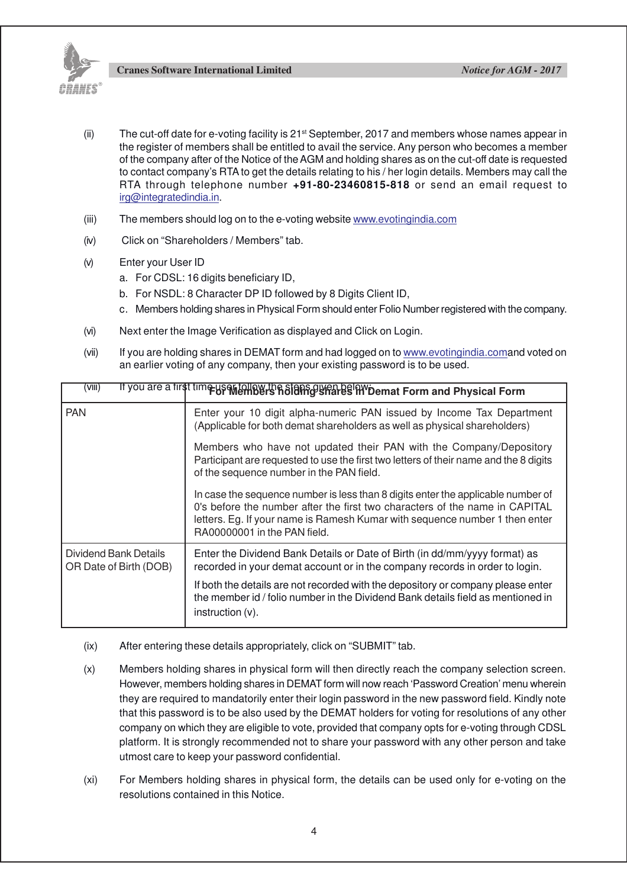(ii) The cut-off date for e-voting facility is 21st September, 2017 and members whose names appear in the register of members shall be entitled to avail the service. Any person who becomes a member of the company after of the Notice of the AGM and holding shares as on the cut-off date is requested to contact company's RTA to get the details relating to his / her login details. Members may call the RTA through telephone number **+91-80-23460815-818** or send an email request to irg@integratedindia.in.

(iii) The members should log on to the e-voting website www.evotingindia.com

(iv) Click on "Shareholders / Members" tab.

(v) Enter your User ID

a. For CDSL: 16 digits beneficiary ID,

b. For NSDL: 8 Character DP ID followed by 8 Digits Client ID,

c. Members holding shares in Physical Form should enter Folio Number registered with the company.

(vi) Next enter the Image Verification as displayed and Click on Login.

(vii) If you are holding shares in DEMAT form and had logged on to www.evotingindia.comand voted on an earlier voting of any company, then your existing password is to be used.

(viii) If you are a first time user follow the steps given below:

| | For Members holding shares in Demat Form and Physical Form |
|---|---|
| PAN | Enter your 10 digit alpha-numeric PAN issued by Income Tax Department (Applicable for both demat shareholders as well as physical shareholders)<br><br>Members who have not updated their PAN with the Company/Depository Participant are requested to use the first two letters of their name and the 8 digits of the sequence number in the PAN field.<br><br>In case the sequence number is less than 8 digits enter the applicable number of 0's before the number after the first two characters of the name in CAPITAL letters. Eg. If your name is Ramesh Kumar with sequence number 1 then enter RA00000001 in the PAN field. |
| Dividend Bank Details OR Date of Birth (DOB) | Enter the Dividend Bank Details or Date of Birth (in dd/mm/yyyy format) as recorded in your demat account or in the company records in order to login.<br><br>If both the details are not recorded with the depository or company please enter the member id / folio number in the Dividend Bank details field as mentioned in instruction (v). |

(ix) After entering these details appropriately, click on "SUBMIT" tab.

(x) Members holding shares in physical form will then directly reach the company selection screen. However, members holding shares in DEMAT form will now reach 'Password Creation' menu wherein they are required to mandatorily enter their login password in the new password field. Kindly note that this password is to be also used by the DEMAT holders for voting for resolutions of any other company on which they are eligible to vote, provided that company opts for e-voting through CDSL platform. It is strongly recommended not to share your password with any other person and take utmost care to keep your password confidential.

(xi) For Members holding shares in physical form, the details can be used only for e-voting on the resolutions contained in this Notice.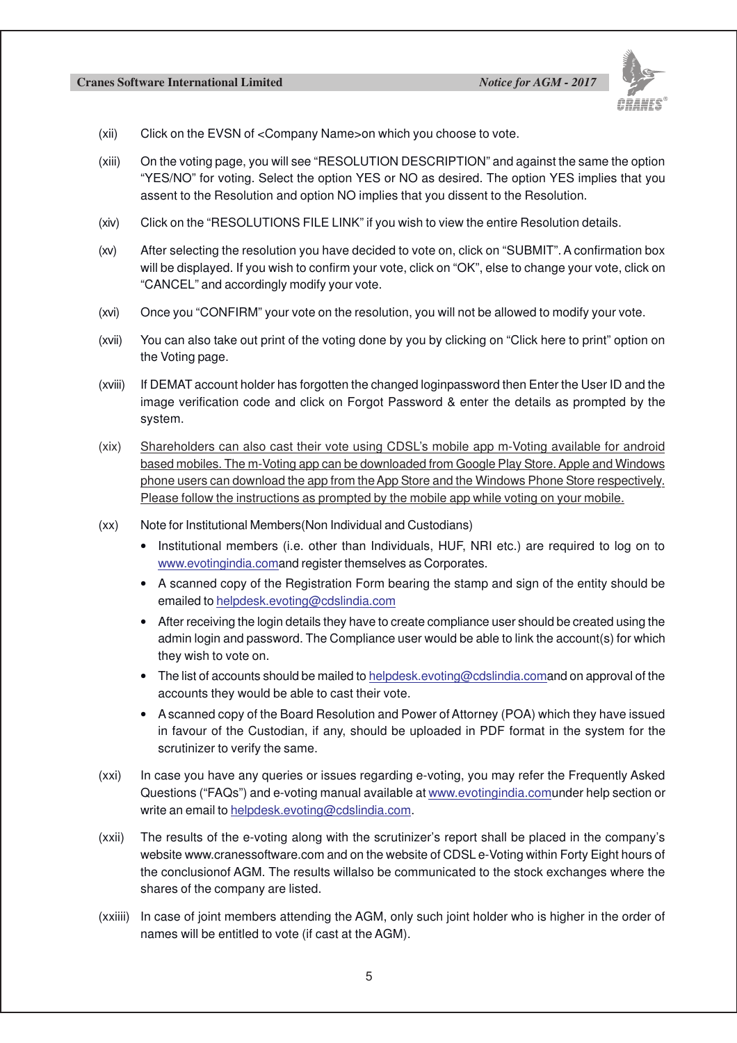(xii) Click on the EVSN of <Company Name>on which you choose to vote.

(xiii) On the voting page, you will see “RESOLUTION DESCRIPTION” and against the same the option “YES/NO” for voting. Select the option YES or NO as desired. The option YES implies that you assent to the Resolution and option NO implies that you dissent to the Resolution.

(xiv) Click on the “RESOLUTIONS FILE LINK” if you wish to view the entire Resolution details.

(xv) After selecting the resolution you have decided to vote on, click on “SUBMIT”. A confirmation box will be displayed. If you wish to confirm your vote, click on “OK”, else to change your vote, click on “CANCEL” and accordingly modify your vote.

(xvi) Once you “CONFIRM” your vote on the resolution, you will not be allowed to modify your vote.

(xvii) You can also take out print of the voting done by you by clicking on “Click here to print” option on the Voting page.

(xviii) If DEMAT account holder has forgotten the changed loginpassword then Enter the User ID and the image verification code and click on Forgot Password & enter the details as prompted by the system.

(xix) Shareholders can also cast their vote using CDSL’s mobile app m-Voting available for android based mobiles. The m-Voting app can be downloaded from Google Play Store. Apple and Windows phone users can download the app from the App Store and the Windows Phone Store respectively. Please follow the instructions as prompted by the mobile app while voting on your mobile.

(xx) Note for Institutional Members(Non Individual and Custodians)

- Institutional members (i.e. other than Individuals, HUF, NRI etc.) are required to log on to www.evotingindia.comand register themselves as Corporates.
- A scanned copy of the Registration Form bearing the stamp and sign of the entity should be emailed to helpdesk.evoting@cdslindia.com
- After receiving the login details they have to create compliance user should be created using the admin login and password. The Compliance user would be able to link the account(s) for which they wish to vote on.
- The list of accounts should be mailed to helpdesk.evoting@cdslindia.comand on approval of the accounts they would be able to cast their vote.
- A scanned copy of the Board Resolution and Power of Attorney (POA) which they have issued in favour of the Custodian, if any, should be uploaded in PDF format in the system for the scrutinizer to verify the same.

(xxi) In case you have any queries or issues regarding e-voting, you may refer the Frequently Asked Questions (“FAQs”) and e-voting manual available at www.evotingindia.comunder help section or write an email to helpdesk.evoting@cdslindia.com.

(xxii) The results of the e-voting along with the scrutinizer’s report shall be placed in the company’s website www.cranessoftware.com and on the website of CDSL e-Voting within Forty Eight hours of the conclusionof AGM. The results willalso be communicated to the stock exchanges where the shares of the company are listed.

(xxiii) In case of joint members attending the AGM, only such joint holder who is higher in the order of names will be entitled to vote (if cast at the AGM).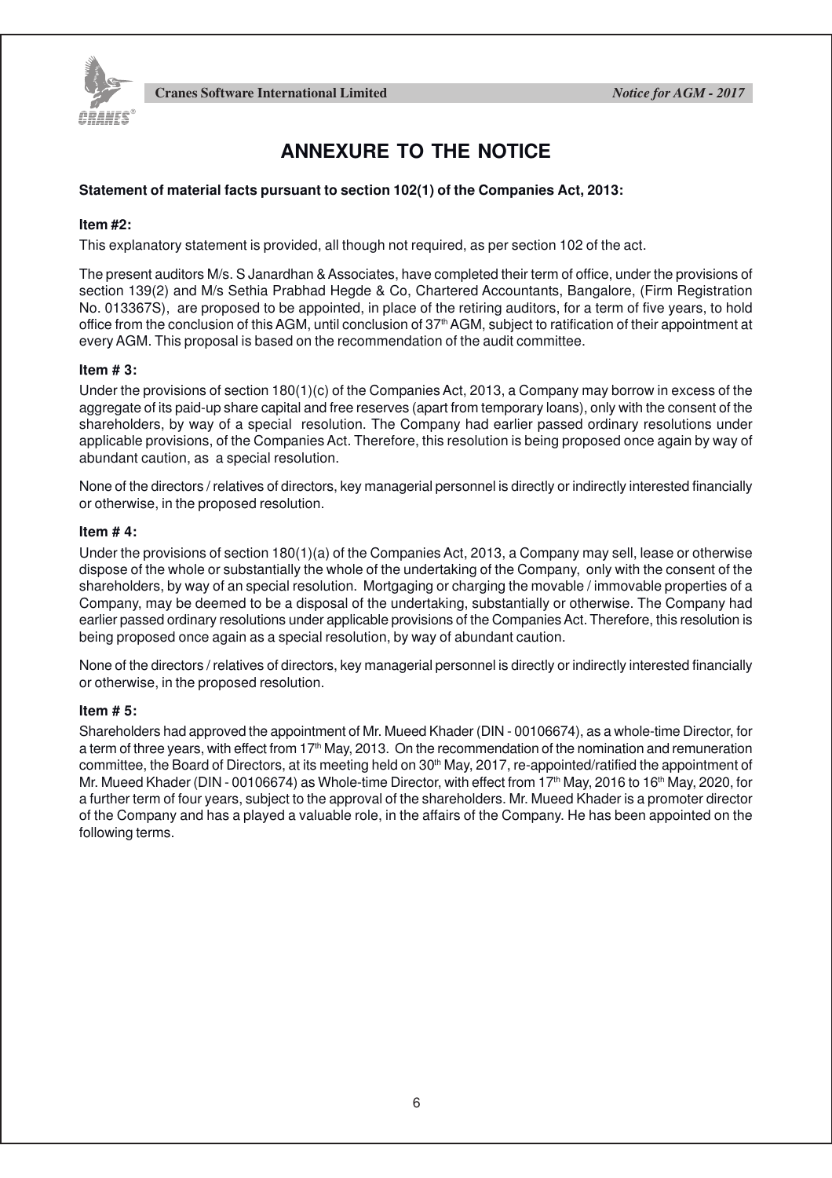# ANNEXURE TO THE NOTICE

**Statement of material facts pursuant to section 102(1) of the Companies Act, 2013:**

**Item #2:**

This explanatory statement is provided, all though not required, as per section 102 of the act.

The present auditors M/s. S Janardhan & Associates, have completed their term of office, under the provisions of section 139(2) and M/s Sethia Prabhad Hegde & Co, Chartered Accountants, Bangalore, (Firm Registration No. 013367S), are proposed to be appointed, in place of the retiring auditors, for a term of five years, to hold office from the conclusion of this AGM, until conclusion of 37th AGM, subject to ratification of their appointment at every AGM. This proposal is based on the recommendation of the audit committee.

**Item # 3:**

Under the provisions of section 180(1)(c) of the Companies Act, 2013, a Company may borrow in excess of the aggregate of its paid-up share capital and free reserves (apart from temporary loans), only with the consent of the shareholders, by way of a special resolution. The Company had earlier passed ordinary resolutions under applicable provisions, of the Companies Act. Therefore, this resolution is being proposed once again by way of abundant caution, as a special resolution.

None of the directors / relatives of directors, key managerial personnel is directly or indirectly interested financially or otherwise, in the proposed resolution.

**Item # 4:**

Under the provisions of section 180(1)(a) of the Companies Act, 2013, a Company may sell, lease or otherwise dispose of the whole or substantially the whole of the undertaking of the Company, only with the consent of the shareholders, by way of an special resolution. Mortgaging or charging the movable / immovable properties of a Company, may be deemed to be a disposal of the undertaking, substantially or otherwise. The Company had earlier passed ordinary resolutions under applicable provisions of the Companies Act. Therefore, this resolution is being proposed once again as a special resolution, by way of abundant caution.

None of the directors / relatives of directors, key managerial personnel is directly or indirectly interested financially or otherwise, in the proposed resolution.

**Item # 5:**

Shareholders had approved the appointment of Mr. Mueed Khader (DIN - 00106674), as a whole-time Director, for a term of three years, with effect from 17th May, 2013. On the recommendation of the nomination and remuneration committee, the Board of Directors, at its meeting held on 30th May, 2017, re-appointed/ratified the appointment of Mr. Mueed Khader (DIN - 00106674) as Whole-time Director, with effect from 17th May, 2016 to 16th May, 2020, for a further term of four years, subject to the approval of the shareholders. Mr. Mueed Khader is a promoter director of the Company and has a played a valuable role, in the affairs of the Company. He has been appointed on the following terms.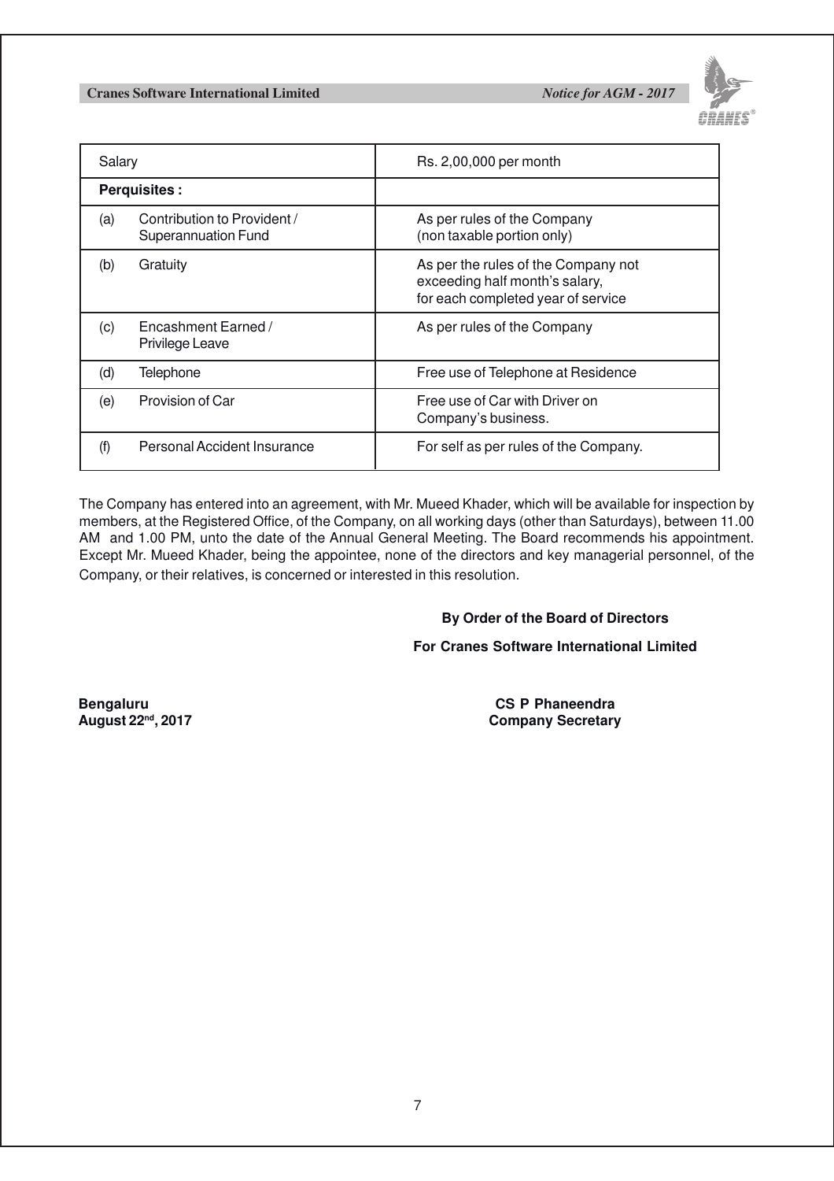| Salary | Rs. 2,00,000 per month |
|---|---|
| **Perquisites :** | |
| (a) Contribution to Provident / Superannuation Fund | As per rules of the Company (non taxable portion only) |
| (b) Gratuity | As per the rules of the Company not exceeding half month's salary, for each completed year of service |
| (c) Encashment Earned / Privilege Leave | As per rules of the Company |
| (d) Telephone | Free use of Telephone at Residence |
| (e) Provision of Car | Free use of Car with Driver on Company's business. |
| (f) Personal Accident Insurance | For self as per rules of the Company. |

The Company has entered into an agreement, with Mr. Mueed Khader, which will be available for inspection by members, at the Registered Office, of the Company, on all working days (other than Saturdays), between 11.00 AM and 1.00 PM, unto the date of the Annual General Meeting. The Board recommends his appointment. Except Mr. Mueed Khader, being the appointee, none of the directors and key managerial personnel, of the Company, or their relatives, is concerned or interested in this resolution.

**By Order of the Board of Directors**

**For Cranes Software International Limited**

**Bengaluru**
**August 22nd, 2017**

**CS P Phaneendra**
**Company Secretary**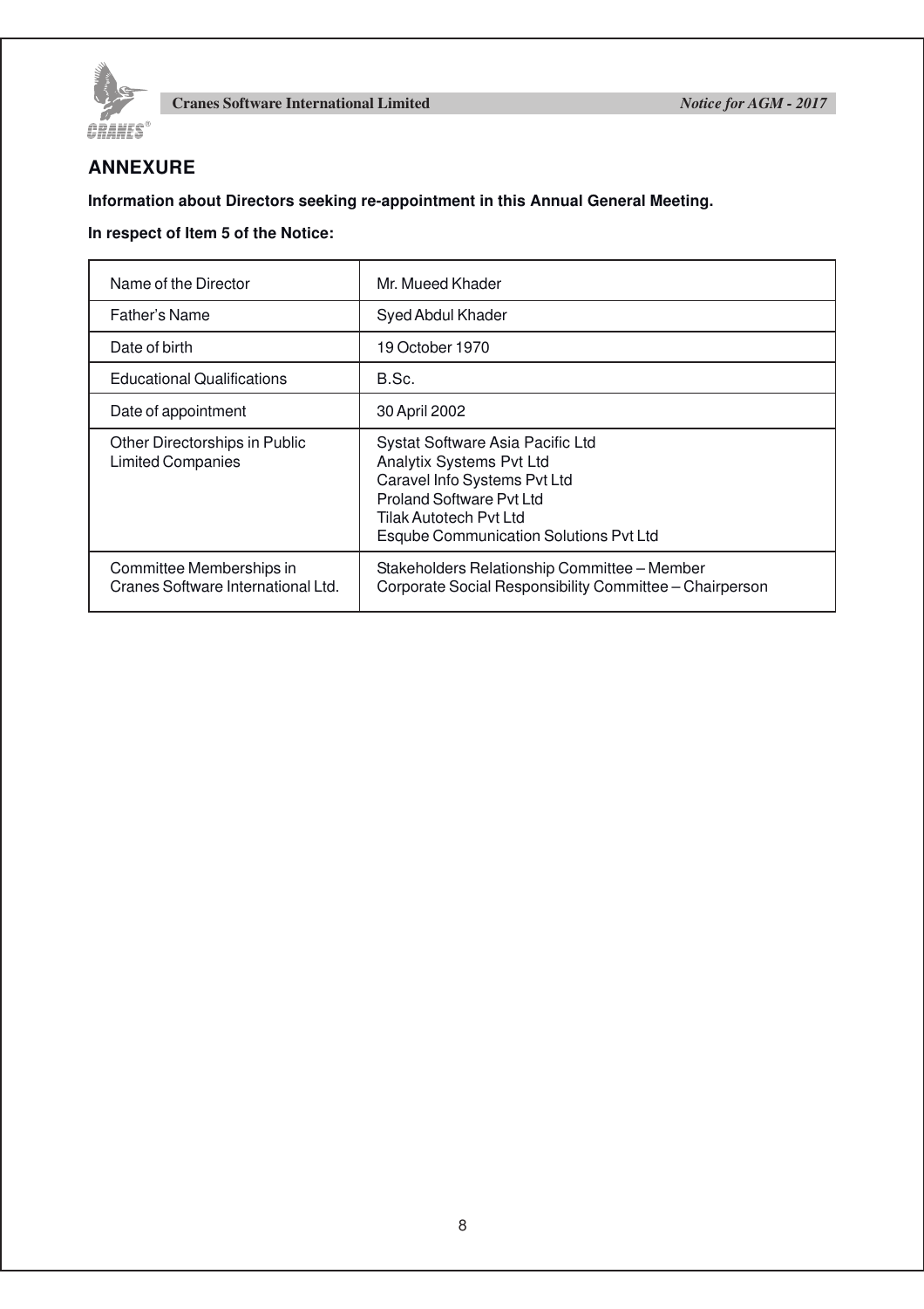## ANNEXURE

**Information about Directors seeking re-appointment in this Annual General Meeting.**

**In respect of Item 5 of the Notice:**

| Name of the Director | Mr. Mueed Khader |
|---|---|
| Father's Name | Syed Abdul Khader |
| Date of birth | 19 October 1970 |
| Educational Qualifications | B.Sc. |
| Date of appointment | 30 April 2002 |
| Other Directorships in Public Limited Companies | Systat Software Asia Pacific Ltd<br>Analytix Systems Pvt Ltd<br>Caravel Info Systems Pvt Ltd<br>Proland Software Pvt Ltd<br>Tilak Autotech Pvt Ltd<br>Esqube Communication Solutions Pvt Ltd |
| Committee Memberships in Cranes Software International Ltd. | Stakeholders Relationship Committee – Member<br>Corporate Social Responsibility Committee – Chairperson |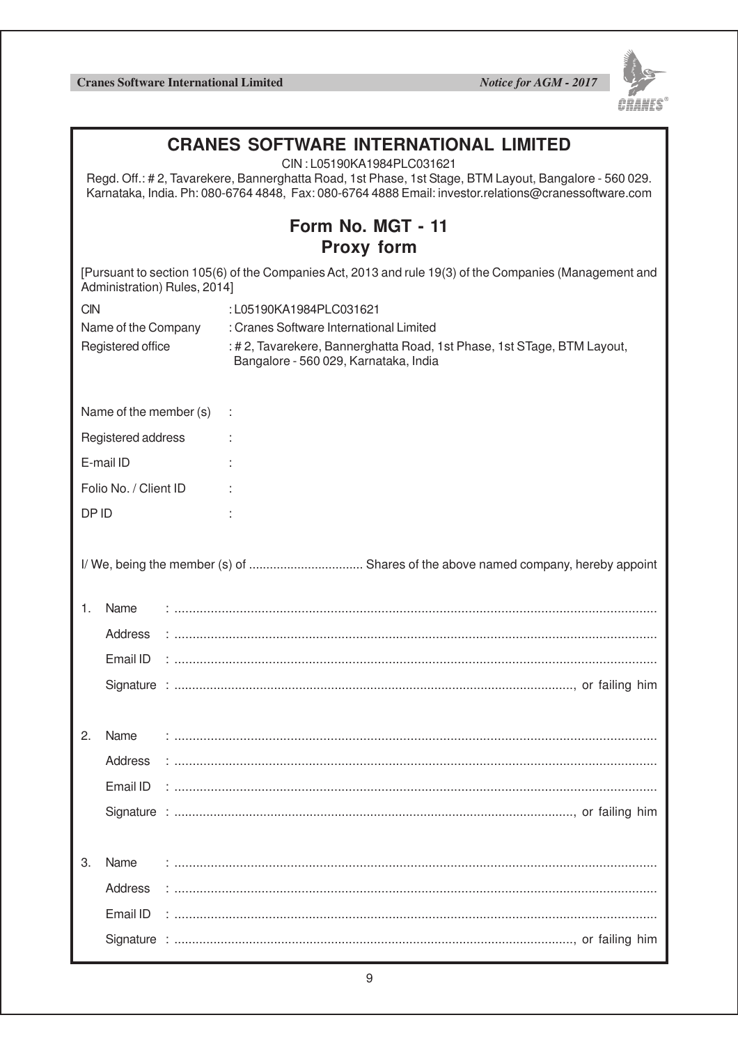# CRANES SOFTWARE INTERNATIONAL LIMITED

CIN : L05190KA1984PLC031621

Regd. Off.: # 2, Tavarekere, Bannerghatta Road, 1st Phase, 1st Stage, BTM Layout, Bangalore - 560 029. Karnataka, India. Ph: 080-6764 4848, Fax: 080-6764 4888 Email: investor.relations@cranessoftware.com

## Form No. MGT - 11
## Proxy form

[Pursuant to section 105(6) of the Companies Act, 2013 and rule 19(3) of the Companies (Management and Administration) Rules, 2014]

CIN : L05190KA1984PLC031621

Name of the Company : Cranes Software International Limited

Registered office : # 2, Tavarekere, Bannerghatta Road, 1st Phase, 1st STage, BTM Layout, Bangalore - 560 029, Karnataka, India

Name of the member (s) :

Registered address :

E-mail ID :

Folio No. / Client ID :

DP ID :

I/ We, being the member (s) of ................................ Shares of the above named company, hereby appoint

1. Name : ....................................................................................................................................
   Address : ....................................................................................................................................
   Email ID : ....................................................................................................................................
   Signature : ..............................................................................................................., or failing him

2. Name : ....................................................................................................................................
   Address : ....................................................................................................................................
   Email ID : ....................................................................................................................................
   Signature : ..............................................................................................................., or failing him

3. Name : ....................................................................................................................................
   Address : ....................................................................................................................................
   Email ID : ....................................................................................................................................
   Signature : ..............................................................................................................., or failing him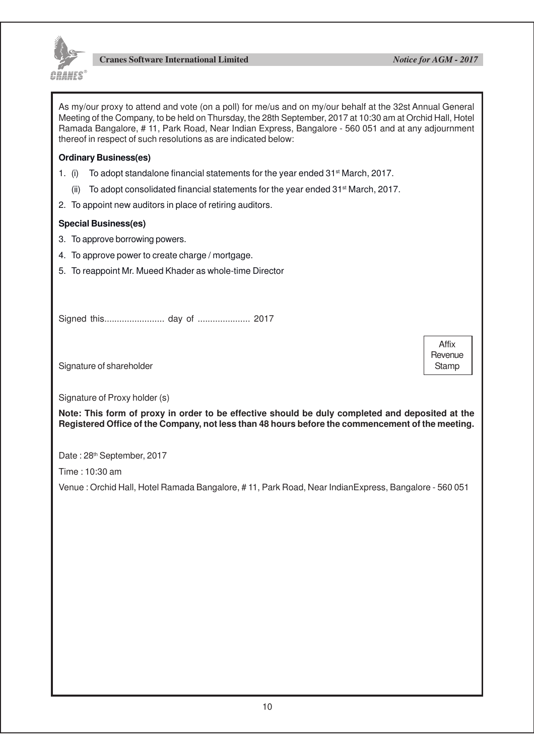As my/our proxy to attend and vote (on a poll) for me/us and on my/our behalf at the 32st Annual General Meeting of the Company, to be held on Thursday, the 28th September, 2017 at 10:30 am at Orchid Hall, Hotel Ramada Bangalore, # 11, Park Road, Near Indian Express, Bangalore - 560 051 and at any adjournment thereof in respect of such resolutions as are indicated below:

**Ordinary Business(es)**

1. (i) To adopt standalone financial statements for the year ended 31st March, 2017.
   (ii) To adopt consolidated financial statements for the year ended 31st March, 2017.
2. To appoint new auditors in place of retiring auditors.

**Special Business(es)**

3. To approve borrowing powers.
4. To approve power to create charge / mortgage.
5. To reappoint Mr. Mueed Khader as whole-time Director

Signed this........................ day of ..................... 2017

Signature of shareholder

Affix Revenue Stamp

Signature of Proxy holder (s)

**Note: This form of proxy in order to be effective should be duly completed and deposited at the Registered Office of the Company, not less than 48 hours before the commencement of the meeting.**

Date : 28th September, 2017

Time : 10:30 am

Venue : Orchid Hall, Hotel Ramada Bangalore, # 11, Park Road, Near IndianExpress, Bangalore - 560 051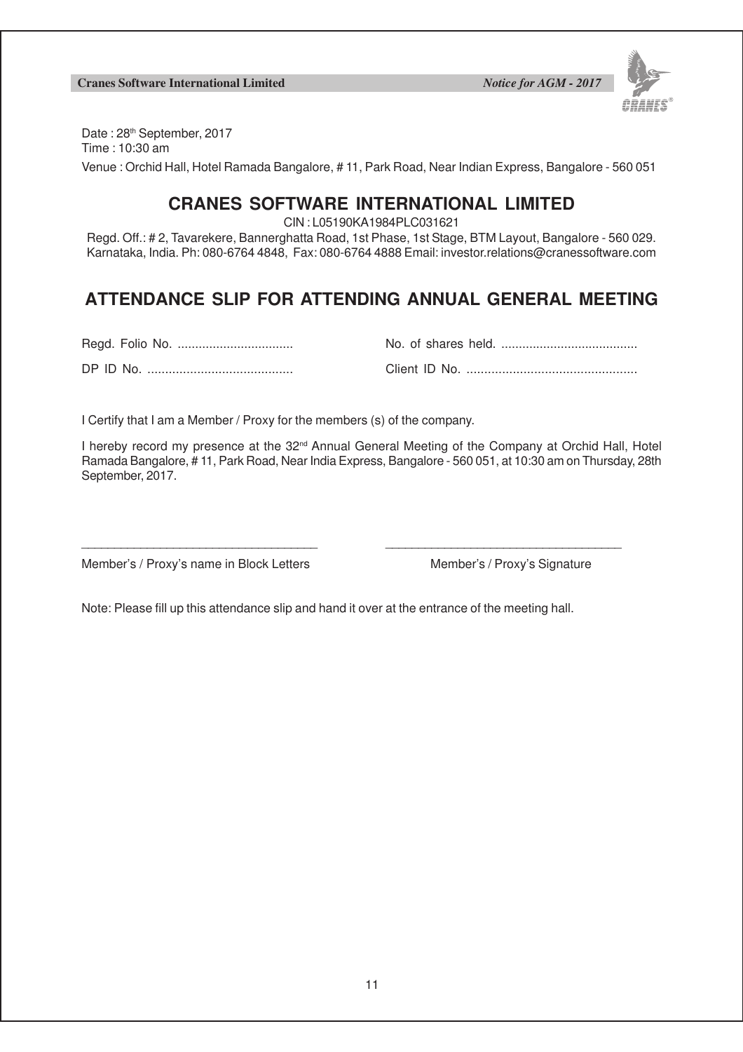Date : 28th September, 2017

Time : 10:30 am

Venue : Orchid Hall, Hotel Ramada Bangalore, # 11, Park Road, Near Indian Express, Bangalore - 560 051

# CRANES SOFTWARE INTERNATIONAL LIMITED

CIN : L05190KA1984PLC031621

Regd. Off.: # 2, Tavarekere, Bannerghatta Road, 1st Phase, 1st Stage, BTM Layout, Bangalore - 560 029. Karnataka, India. Ph: 080-6764 4848, Fax: 080-6764 4888 Email: investor.relations@cranessoftware.com

## ATTENDANCE SLIP FOR ATTENDING ANNUAL GENERAL MEETING

Regd. Folio No. ................................ No. of shares held. ......................................

DP ID No. ......................................... Client ID No. ................................................

I Certify that I am a Member / Proxy for the members (s) of the company.

I hereby record my presence at the 32nd Annual General Meeting of the Company at Orchid Hall, Hotel Ramada Bangalore, # 11, Park Road, Near India Express, Bangalore - 560 051, at 10:30 am on Thursday, 28th September, 2017.

__________________________________ __________________________________

Member's / Proxy's name in Block Letters Member's / Proxy's Signature

Note: Please fill up this attendance slip and hand it over at the entrance of the meeting hall.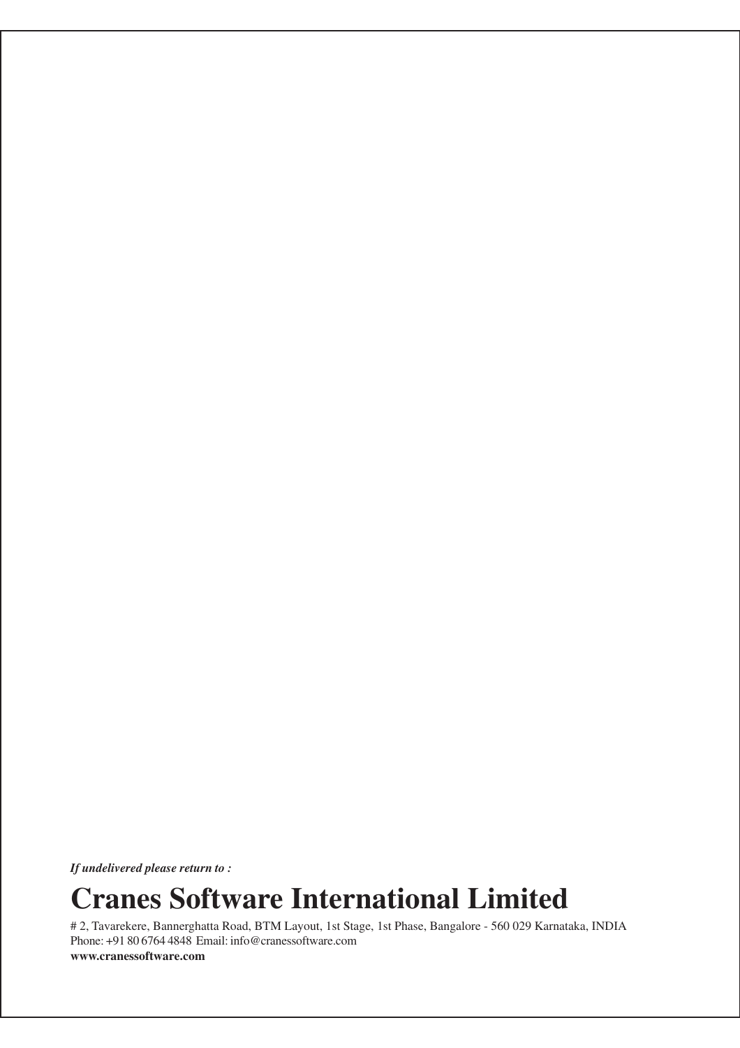***If undelivered please return to :***

# Cranes Software International Limited

# 2, Tavarekere, Bannerghatta Road, BTM Layout, 1st Stage, 1st Phase, Bangalore - 560 029 Karnataka, INDIA
Phone: +91 80 6764 4848 Email: info@cranessoftware.com
**www.cranessoftware.com**